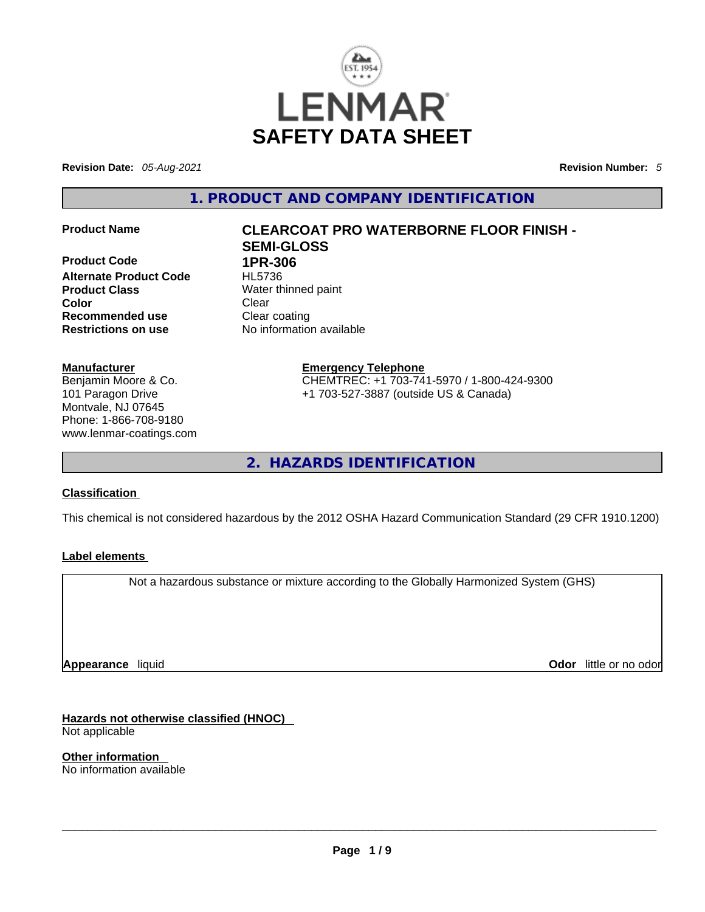LENMAR

# SAFETY DATA SHEET

**Revision Date:** *05-Aug-2021* **Revision Number:** *5*

## 1. PRODUCT AND COMPANY IDENTIFICATION

| | |
|---|---|
| **Product Name** | **CLEARCOAT PRO WATERBORNE FLOOR FINISH - SEMI-GLOSS** |
| **Product Code** | **1PR-306** |
| **Alternate Product Code** | HL5736 |
| **Product Class** | Water thinned paint |
| **Color** | Clear |
| **Recommended use** | Clear coating |
| **Restrictions on use** | No information available |

**Manufacturer**
Benjamin Moore & Co.
101 Paragon Drive
Montvale, NJ 07645
Phone: 1-866-708-9180
www.lenmar-coatings.com

**Emergency Telephone**
CHEMTREC: +1 703-741-5970 / 1-800-424-9300
+1 703-527-3887 (outside US & Canada)

## 2. HAZARDS IDENTIFICATION

**Classification**

This chemical is not considered hazardous by the 2012 OSHA Hazard Communication Standard (29 CFR 1910.1200)

**Label elements**

Not a hazardous substance or mixture according to the Globally Harmonized System (GHS)

**Appearance** liquid **Odor** little or no odor

**Hazards not otherwise classified (HNOC)**
Not applicable

**Other information**
No information available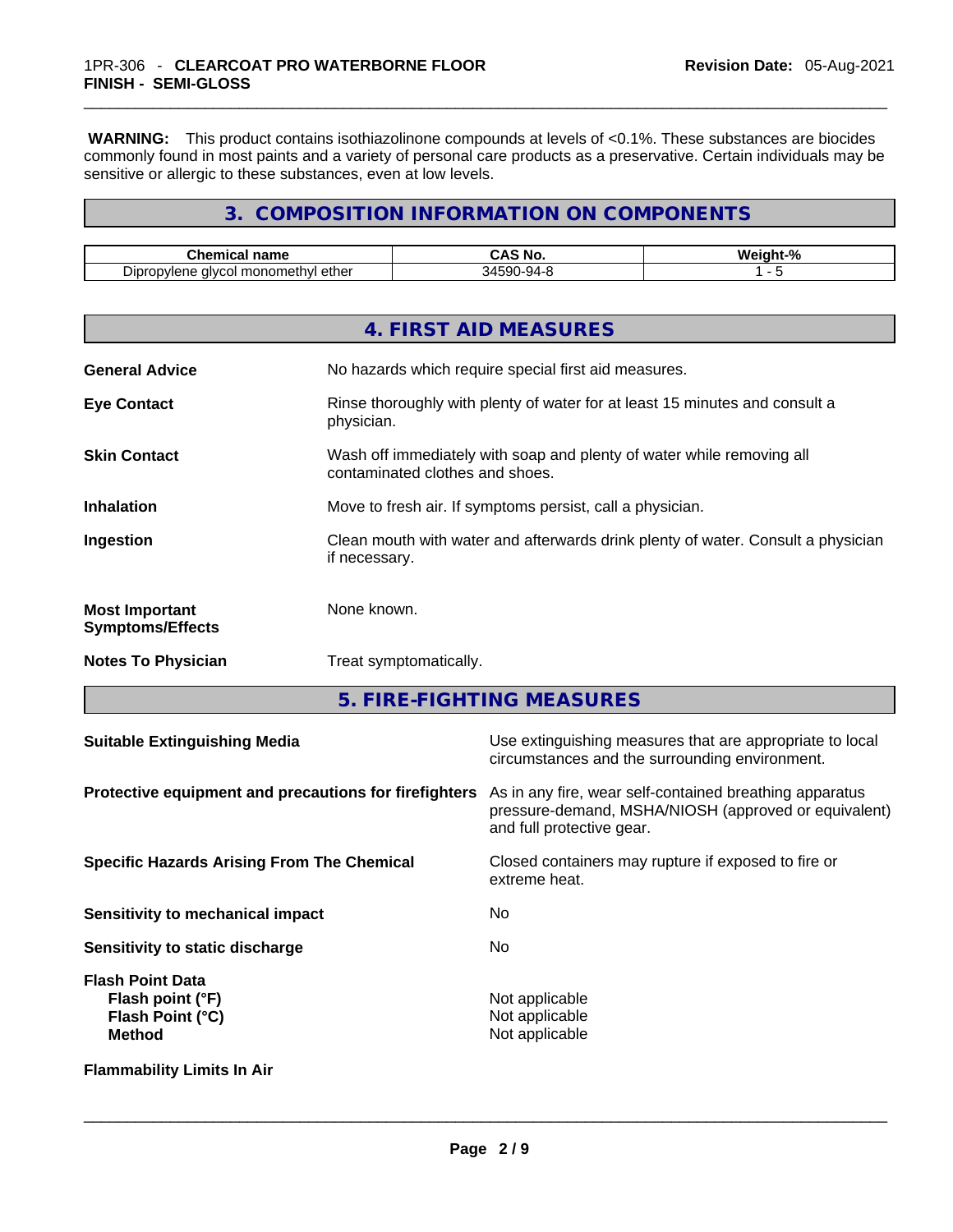**WARNING:** This product contains isothiazolinone compounds at levels of <0.1%. These substances are biocides commonly found in most paints and a variety of personal care products as a preservative. Certain individuals may be sensitive or allergic to these substances, even at low levels.

## 3. COMPOSITION INFORMATION ON COMPONENTS

| Chemical name | CAS No. | Weight-% |
|---|---|---|
| Dipropylene glycol monomethyl ether | 34590-94-8 | 1 - 5 |

## 4. FIRST AID MEASURES

**General Advice**
No hazards which require special first aid measures.

**Eye Contact**
Rinse thoroughly with plenty of water for at least 15 minutes and consult a physician.

**Skin Contact**
Wash off immediately with soap and plenty of water while removing all contaminated clothes and shoes.

**Inhalation**
Move to fresh air. If symptoms persist, call a physician.

**Ingestion**
Clean mouth with water and afterwards drink plenty of water. Consult a physician if necessary.

**Most Important Symptoms/Effects**
None known.

**Notes To Physician**
Treat symptomatically.

## 5. FIRE-FIGHTING MEASURES

**Suitable Extinguishing Media**
Use extinguishing measures that are appropriate to local circumstances and the surrounding environment.

**Protective equipment and precautions for firefighters**
As in any fire, wear self-contained breathing apparatus pressure-demand, MSHA/NIOSH (approved or equivalent) and full protective gear.

**Specific Hazards Arising From The Chemical**
Closed containers may rupture if exposed to fire or extreme heat.

**Sensitivity to mechanical impact**
No

**Sensitivity to static discharge**
No

**Flash Point Data**
**Flash point (°F)** Not applicable
**Flash Point (°C)** Not applicable
**Method** Not applicable

**Flammability Limits In Air**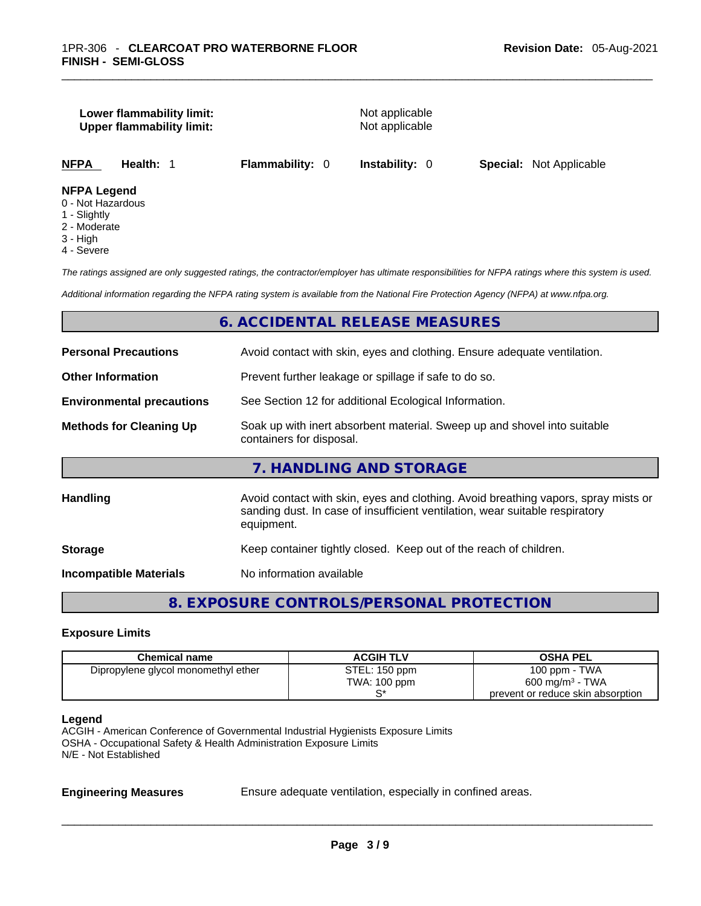**Lower flammability limit:** Not applicable
**Upper flammability limit:** Not applicable

| **NFPA** | **Health:** 1 | **Flammability:** 0 | **Instability:** 0 | **Special:** Not Applicable |
|---|---|---|---|---|

**NFPA Legend**
0 - Not Hazardous
1 - Slightly
2 - Moderate
3 - High
4 - Severe

*The ratings assigned are only suggested ratings, the contractor/employer has ultimate responsibilities for NFPA ratings where this system is used.*

*Additional information regarding the NFPA rating system is available from the National Fire Protection Agency (NFPA) at www.nfpa.org.*

## 6. ACCIDENTAL RELEASE MEASURES

**Personal Precautions** Avoid contact with skin, eyes and clothing. Ensure adequate ventilation.

**Other Information** Prevent further leakage or spillage if safe to do so.

**Environmental precautions** See Section 12 for additional Ecological Information.

**Methods for Cleaning Up** Soak up with inert absorbent material. Sweep up and shovel into suitable containers for disposal.

## 7. HANDLING AND STORAGE

**Handling** Avoid contact with skin, eyes and clothing. Avoid breathing vapors, spray mists or sanding dust. In case of insufficient ventilation, wear suitable respiratory equipment.

**Storage** Keep container tightly closed. Keep out of the reach of children.

**Incompatible Materials** No information available

## 8. EXPOSURE CONTROLS/PERSONAL PROTECTION

### Exposure Limits

| Chemical name | ACGIH TLV | OSHA PEL |
|---|---|---|
| Dipropylene glycol monomethyl ether | STEL: 150 ppm<br>TWA: 100 ppm<br>S* | 100 ppm - TWA<br>600 mg/m$^3$ - TWA<br>prevent or reduce skin absorption |

**Legend**
ACGIH - American Conference of Governmental Industrial Hygienists Exposure Limits
OSHA - Occupational Safety & Health Administration Exposure Limits
N/E - Not Established

**Engineering Measures** Ensure adequate ventilation, especially in confined areas.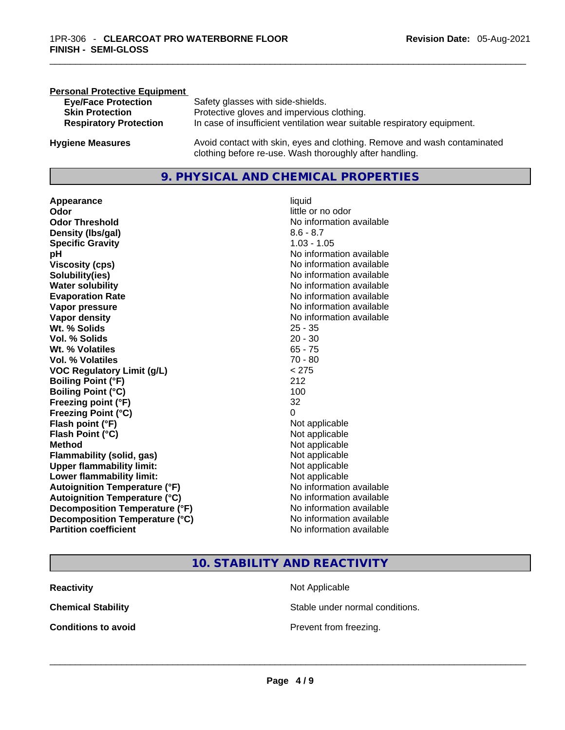**Personal Protective Equipment**

| | |
|---|---|
| **Eye/Face Protection** | Safety glasses with side-shields. |
| **Skin Protection** | Protective gloves and impervious clothing. |
| **Respiratory Protection** | In case of insufficient ventilation wear suitable respiratory equipment. |

| | |
|---|---|
| **Hygiene Measures** | Avoid contact with skin, eyes and clothing. Remove and wash contaminated clothing before re-use. Wash thoroughly after handling. |

## 9. PHYSICAL AND CHEMICAL PROPERTIES

| | |
|---|---|
| **Appearance** | liquid |
| **Odor** | little or no odor |
| **Odor Threshold** | No information available |
| **Density (lbs/gal)** | 8.6 - 8.7 |
| **Specific Gravity** | 1.03 - 1.05 |
| **pH** | No information available |
| **Viscosity (cps)** | No information available |
| **Solubility(ies)** | No information available |
| **Water solubility** | No information available |
| **Evaporation Rate** | No information available |
| **Vapor pressure** | No information available |
| **Vapor density** | No information available |
| **Wt. % Solids** | 25 - 35 |
| **Vol. % Solids** | 20 - 30 |
| **Wt. % Volatiles** | 65 - 75 |
| **Vol. % Volatiles** | 70 - 80 |
| **VOC Regulatory Limit (g/L)** | < 275 |
| **Boiling Point (°F)** | 212 |
| **Boiling Point (°C)** | 100 |
| **Freezing point (°F)** | 32 |
| **Freezing Point (°C)** | 0 |
| **Flash point (°F)** | Not applicable |
| **Flash Point (°C)** | Not applicable |
| **Method** | Not applicable |
| **Flammability (solid, gas)** | Not applicable |
| **Upper flammability limit:** | Not applicable |
| **Lower flammability limit:** | Not applicable |
| **Autoignition Temperature (°F)** | No information available |
| **Autoignition Temperature (°C)** | No information available |
| **Decomposition Temperature (°F)** | No information available |
| **Decomposition Temperature (°C)** | No information available |
| **Partition coefficient** | No information available |

## 10. STABILITY AND REACTIVITY

| | |
|---|---|
| **Reactivity** | Not Applicable |
| **Chemical Stability** | Stable under normal conditions. |
| **Conditions to avoid** | Prevent from freezing. |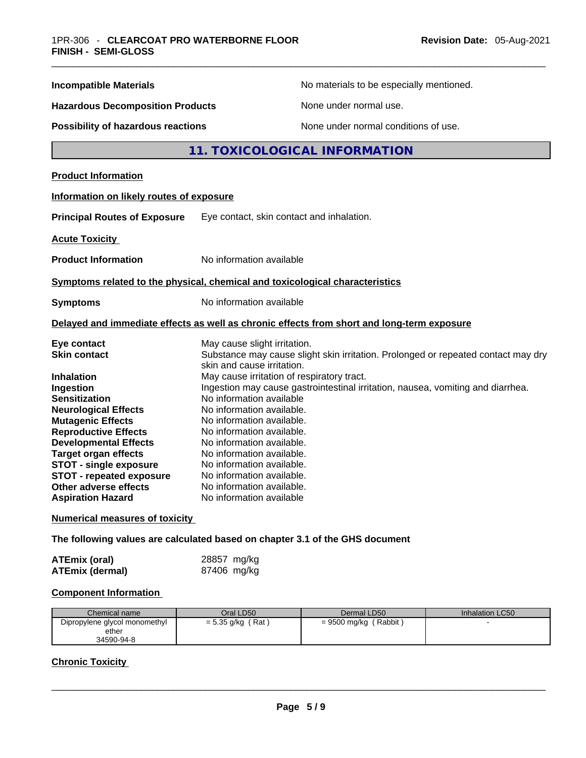**Incompatible Materials** No materials to be especially mentioned.

**Hazardous Decomposition Products** None under normal use.

**Possibility of hazardous reactions** None under normal conditions of use.

## 11. TOXICOLOGICAL INFORMATION

**Product Information**

**Information on likely routes of exposure**

**Principal Routes of Exposure** Eye contact, skin contact and inhalation.

**Acute Toxicity**

**Product Information** No information available

**Symptoms related to the physical, chemical and toxicological characteristics**

**Symptoms** No information available

**Delayed and immediate effects as well as chronic effects from short and long-term exposure**

**Eye contact** May cause slight irritation.
**Skin contact** Substance may cause slight skin irritation. Prolonged or repeated contact may dry skin and cause irritation.
**Inhalation** May cause irritation of respiratory tract.
**Ingestion** Ingestion may cause gastrointestinal irritation, nausea, vomiting and diarrhea.
**Sensitization** No information available
**Neurological Effects** No information available.
**Mutagenic Effects** No information available.
**Reproductive Effects** No information available.
**Developmental Effects** No information available.
**Target organ effects** No information available.
**STOT - single exposure** No information available.
**STOT - repeated exposure** No information available.
**Other adverse effects** No information available.
**Aspiration Hazard** No information available

**Numerical measures of toxicity**

**The following values are calculated based on chapter 3.1 of the GHS document**

**ATEmix (oral)** 28857 mg/kg
**ATEmix (dermal)** 87406 mg/kg

**Component Information**

| Chemical name | Oral LD50 | Dermal LD50 | Inhalation LC50 |
|---|---|---|---|
| Dipropylene glycol monomethyl ether 34590-94-8 | = 5.35 g/kg ( Rat ) | = 9500 mg/kg ( Rabbit ) | - |

**Chronic Toxicity**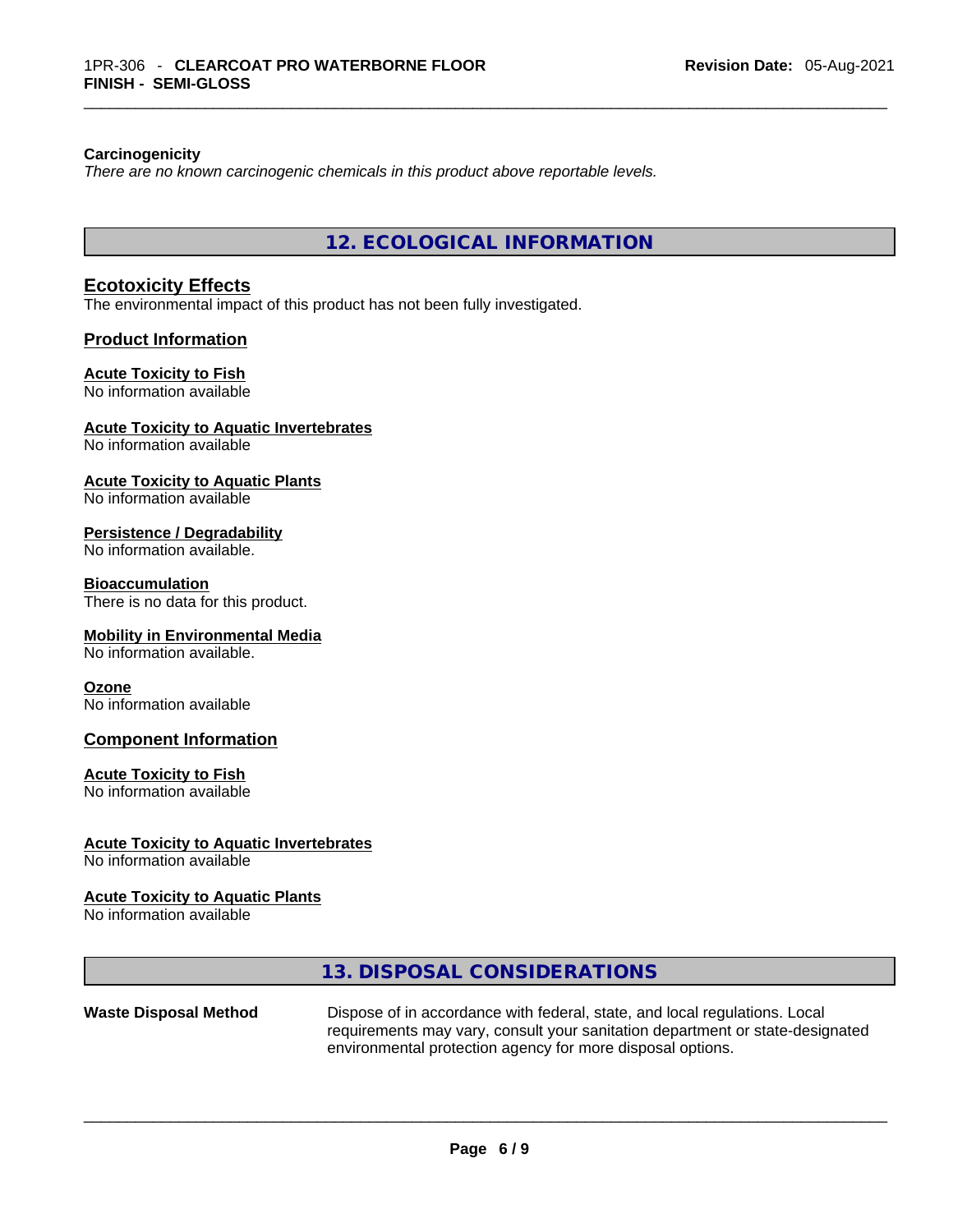**Carcinogenicity**

*There are no known carcinogenic chemicals in this product above reportable levels.*

## 12. ECOLOGICAL INFORMATION

### Ecotoxicity Effects

The environmental impact of this product has not been fully investigated.

### Product Information

**Acute Toxicity to Fish**
No information available

**Acute Toxicity to Aquatic Invertebrates**
No information available

**Acute Toxicity to Aquatic Plants**
No information available

**Persistence / Degradability**
No information available.

**Bioaccumulation**
There is no data for this product.

**Mobility in Environmental Media**
No information available.

**Ozone**
No information available

### Component Information

**Acute Toxicity to Fish**
No information available

**Acute Toxicity to Aquatic Invertebrates**
No information available

**Acute Toxicity to Aquatic Plants**
No information available

## 13. DISPOSAL CONSIDERATIONS

**Waste Disposal Method** Dispose of in accordance with federal, state, and local regulations. Local requirements may vary, consult your sanitation department or state-designated environmental protection agency for more disposal options.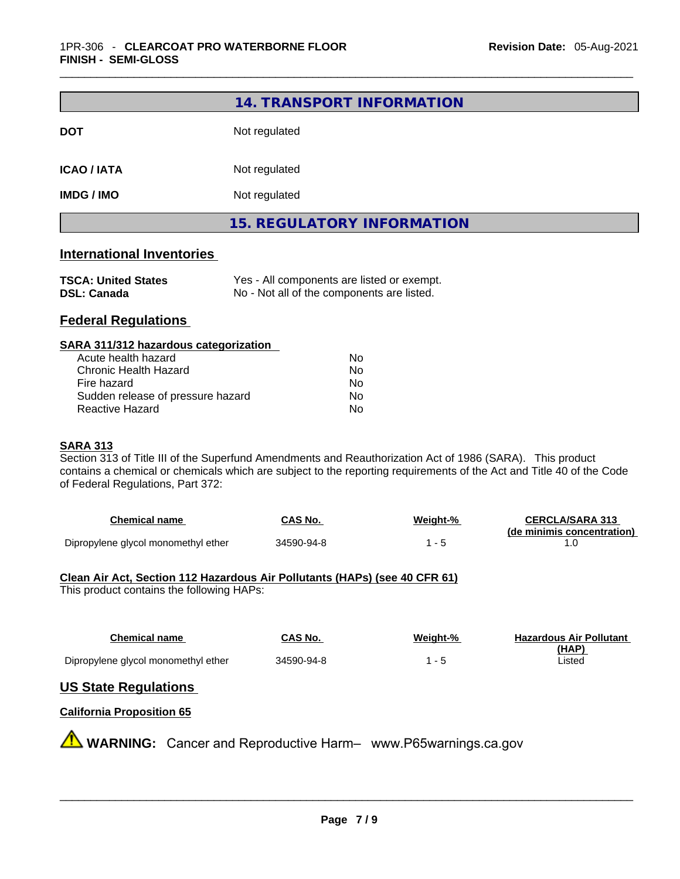## 14. TRANSPORT INFORMATION

| | |
|---|---|
| **DOT** | Not regulated |
| **ICAO / IATA** | Not regulated |
| **IMDG / IMO** | Not regulated |

## 15. REGULATORY INFORMATION

### International Inventories

| | |
|---|---|
| **TSCA: United States** | Yes - All components are listed or exempt. |
| **DSL: Canada** | No - Not all of the components are listed. |

### Federal Regulations

**SARA 311/312 hazardous categorization**

| | |
|---|---|
| Acute health hazard | No |
| Chronic Health Hazard | No |
| Fire hazard | No |
| Sudden release of pressure hazard | No |
| Reactive Hazard | No |

**SARA 313**

Section 313 of Title III of the Superfund Amendments and Reauthorization Act of 1986 (SARA). This product contains a chemical or chemicals which are subject to the reporting requirements of the Act and Title 40 of the Code of Federal Regulations, Part 372:

| Chemical name | CAS No. | Weight-% | CERCLA/SARA 313 (de minimis concentration) |
|---|---|---|---|
| Dipropylene glycol monomethyl ether | 34590-94-8 | 1 - 5 | 1.0 |

**Clean Air Act, Section 112 Hazardous Air Pollutants (HAPs) (see 40 CFR 61)**

This product contains the following HAPs:

| Chemical name | CAS No. | Weight-% | Hazardous Air Pollutant (HAP) |
|---|---|---|---|
| Dipropylene glycol monomethyl ether | 34590-94-8 | 1 - 5 | Listed |

### US State Regulations

**California Proposition 65**

⚠ **WARNING:** Cancer and Reproductive Harm– www.P65warnings.ca.gov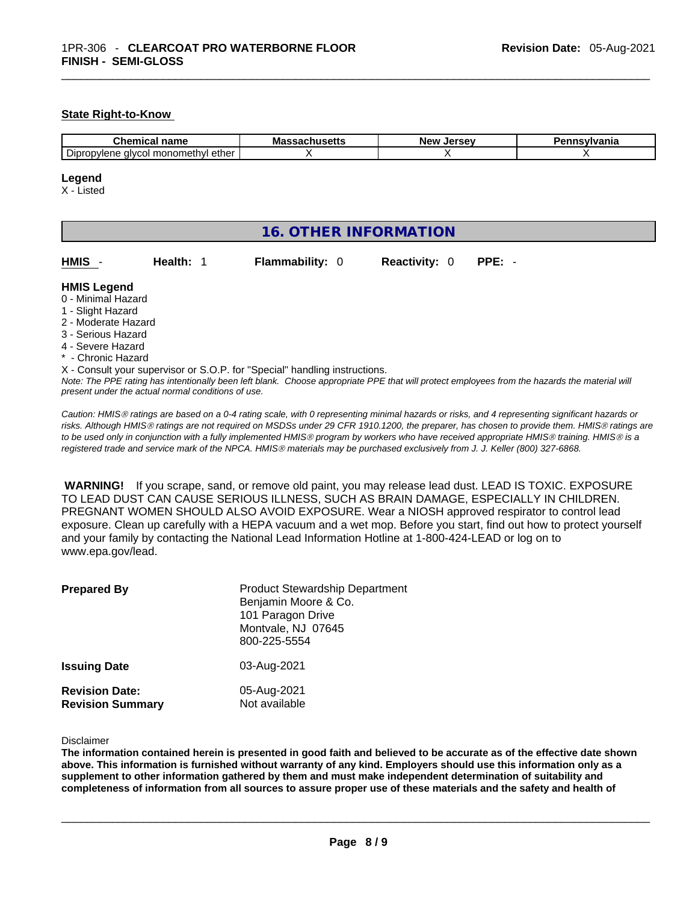#### State Right-to-Know

| Chemical name | Massachusetts | New Jersey | Pennsylvania |
| --- | --- | --- | --- |
| Dipropylene glycol monomethyl ether | X | X | X |

**Legend**
X - Listed

## 16. OTHER INFORMATION

**HMIS** - **Health:** 1 **Flammability:** 0 **Reactivity:** 0 **PPE:** -

**HMIS Legend**
0 - Minimal Hazard
1 - Slight Hazard
2 - Moderate Hazard
3 - Serious Hazard
4 - Severe Hazard
* - Chronic Hazard
X - Consult your supervisor or S.O.P. for "Special" handling instructions.

*Note: The PPE rating has intentionally been left blank. Choose appropriate PPE that will protect employees from the hazards the material will present under the actual normal conditions of use.*

*Caution: HMIS® ratings are based on a 0-4 rating scale, with 0 representing minimal hazards or risks, and 4 representing significant hazards or risks. Although HMIS® ratings are not required on MSDSs under 29 CFR 1910.1200, the preparer, has chosen to provide them. HMIS® ratings are to be used only in conjunction with a fully implemented HMIS® program by workers who have received appropriate HMIS® training. HMIS® is a registered trade and service mark of the NPCA. HMIS® materials may be purchased exclusively from J. J. Keller (800) 327-6868.*

**WARNING!** If you scrape, sand, or remove old paint, you may release lead dust. LEAD IS TOXIC. EXPOSURE TO LEAD DUST CAN CAUSE SERIOUS ILLNESS, SUCH AS BRAIN DAMAGE, ESPECIALLY IN CHILDREN. PREGNANT WOMEN SHOULD ALSO AVOID EXPOSURE. Wear a NIOSH approved respirator to control lead exposure. Clean up carefully with a HEPA vacuum and a wet mop. Before you start, find out how to protect yourself and your family by contacting the National Lead Information Hotline at 1-800-424-LEAD or log on to www.epa.gov/lead.

**Prepared By** Product Stewardship Department
Benjamin Moore & Co.
101 Paragon Drive
Montvale, NJ 07645
800-225-5554

**Issuing Date** 03-Aug-2021

**Revision Date:** 05-Aug-2021
**Revision Summary** Not available

Disclaimer

**The information contained herein is presented in good faith and believed to be accurate as of the effective date shown above. This information is furnished without warranty of any kind. Employers should use this information only as a supplement to other information gathered by them and must make independent determination of suitability and completeness of information from all sources to assure proper use of these materials and the safety and health of**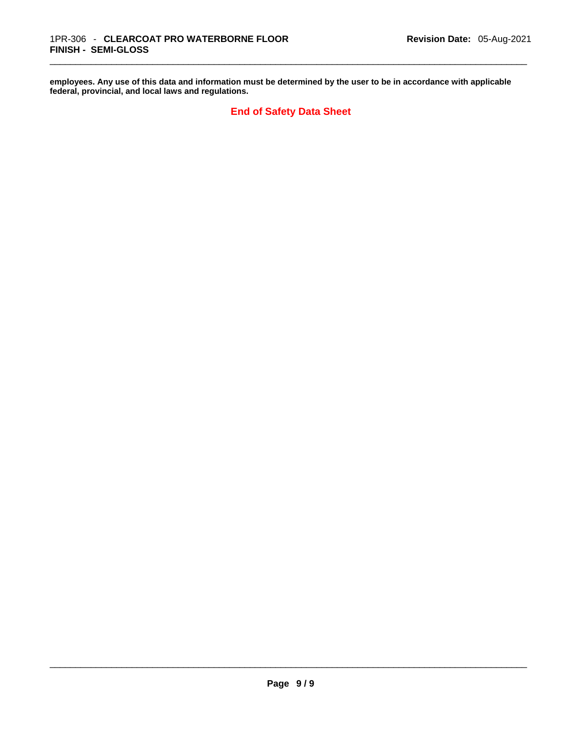**employees. Any use of this data and information must be determined by the user to be in accordance with applicable federal, provincial, and local laws and regulations.**

**End of Safety Data Sheet**